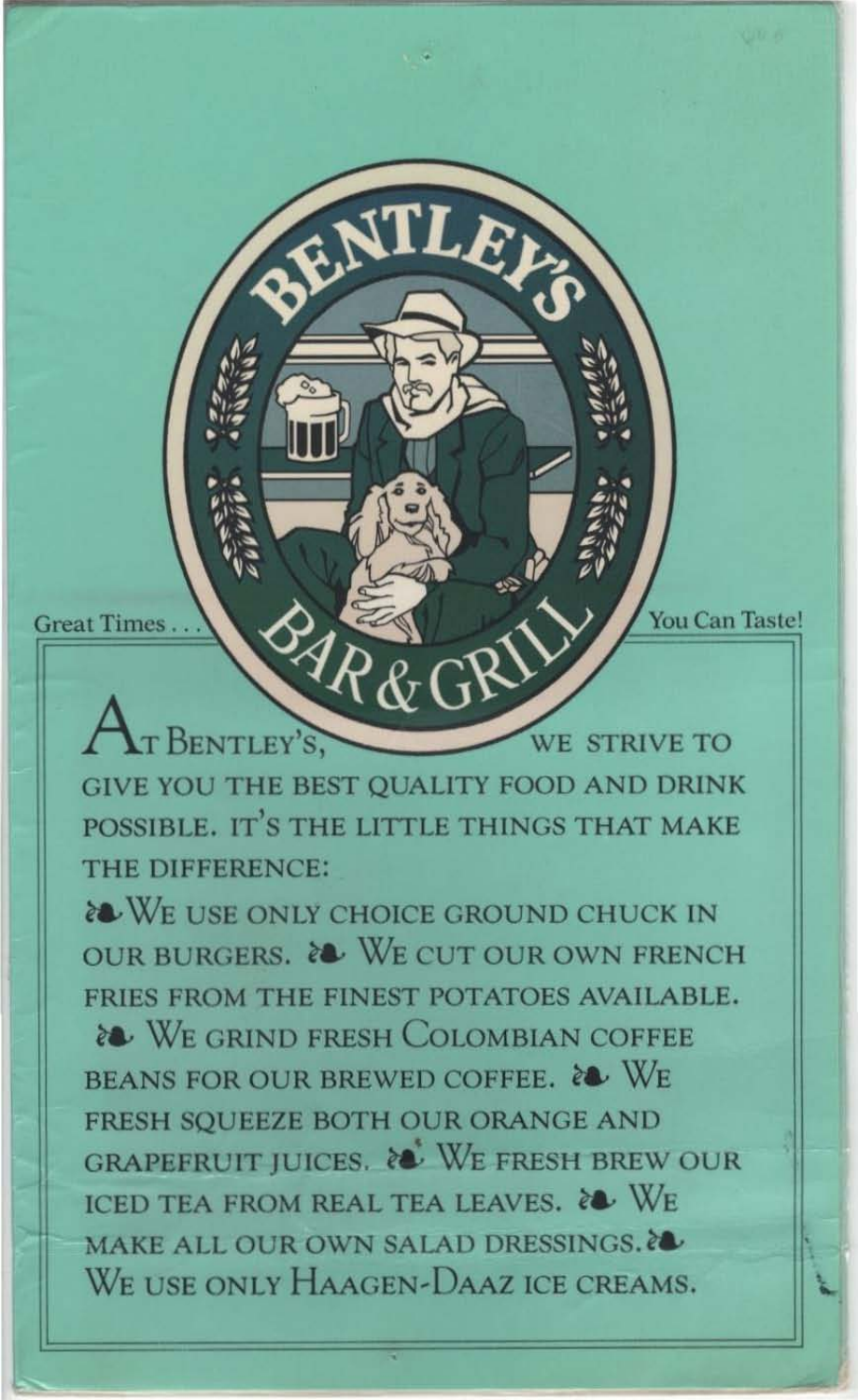# BENTLEY'S BAR & GRILL

Great Times . . . You Can Taste!

AT BENTLEY'S, WE STRIVE TO GIVE YOU THE BEST QUALITY FOOD AND DRINK POSSIBLE. IT'S THE LITTLE THINGS THAT MAKE THE DIFFERENCE:

❧ WE USE ONLY CHOICE GROUND CHUCK IN OUR BURGERS. ❧ WE CUT OUR OWN FRENCH FRIES FROM THE FINEST POTATOES AVAILABLE. ❧ WE GRIND FRESH COLOMBIAN COFFEE BEANS FOR OUR BREWED COFFEE. ❧ WE FRESH SQUEEZE BOTH OUR ORANGE AND GRAPEFRUIT JUICES. ❧ WE FRESH BREW OUR ICED TEA FROM REAL TEA LEAVES. ❧ WE MAKE ALL OUR OWN SALAD DRESSINGS. ❧ WE USE ONLY HAAGEN-DAAZ ICE CREAMS.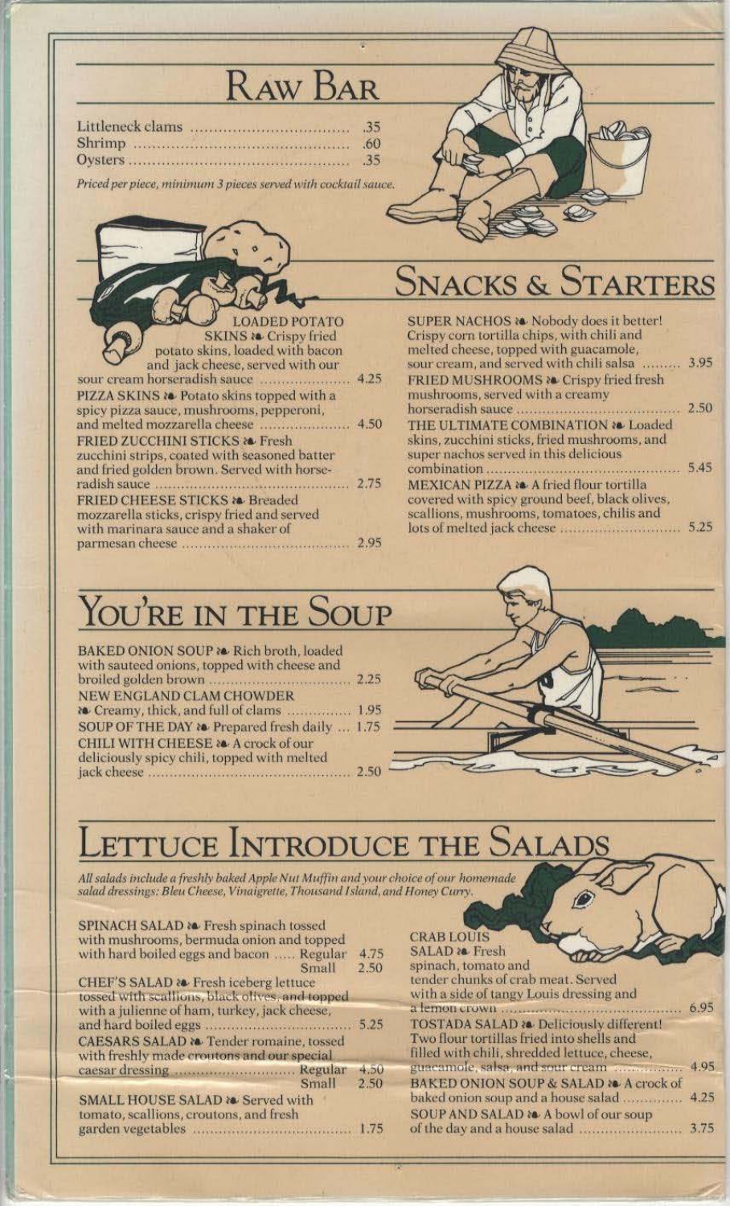# Raw Bar

Littleneck clams .... .35
Shrimp .... .60
Oysters .... .35

*Priced per piece, minimum 3 pieces served with cocktail sauce.*

# Snacks & Starters

LOADED POTATO SKINS ❧ Crispy fried potato skins, loaded with bacon and jack cheese, served with our sour cream horseradish sauce .... 4.25

PIZZA SKINS ❧ Potato skins topped with a spicy pizza sauce, mushrooms, pepperoni, and melted mozzarella cheese .... 4.50

FRIED ZUCCHINI STICKS ❧ Fresh zucchini strips, coated with seasoned batter and fried golden brown. Served with horseradish sauce .... 2.75

FRIED CHEESE STICKS ❧ Breaded mozzarella sticks, crispy fried and served with marinara sauce and a shaker of parmesan cheese .... 2.95

SUPER NACHOS ❧ Nobody does it better! Crispy corn tortilla chips, with chili and melted cheese, topped with guacamole, sour cream, and served with chili salsa .... 3.95

FRIED MUSHROOMS ❧ Crispy fried fresh mushrooms, served with a creamy horseradish sauce .... 2.50

THE ULTIMATE COMBINATION ❧ Loaded skins, zucchini sticks, fried mushrooms, and super nachos served in this delicious combination .... 5.45

MEXICAN PIZZA ❧ A fried flour tortilla covered with spicy ground beef, black olives, scallions, mushrooms, tomatoes, chilis and lots of melted jack cheese .... 5.25

# You're in the Soup

BAKED ONION SOUP ❧ Rich broth, loaded with sauteed onions, topped with cheese and broiled golden brown .... 2.25

NEW ENGLAND CLAM CHOWDER ❧ Creamy, thick, and full of clams .... 1.95

SOUP OF THE DAY ❧ Prepared fresh daily .... 1.75

CHILI WITH CHEESE ❧ A crock of our deliciously spicy chili, topped with melted jack cheese .... 2.50

# Lettuce Introduce the Salads

*All salads include a freshly baked Apple Nut Muffin and your choice of our homemade salad dressings: Bleu Cheese, Vinaigrette, Thousand Island, and Honey Curry.*

SPINACH SALAD ❧ Fresh spinach tossed with mushrooms, bermuda onion and topped with hard boiled eggs and bacon .... Regular 4.75, Small 2.50

CHEF'S SALAD ❧ Fresh iceberg lettuce tossed with scallions, black olives, and topped with a julienne of ham, turkey, jack cheese, and hard boiled eggs .... 5.25

CAESARS SALAD ❧ Tender romaine, tossed with freshly made croutons and our special caesar dressing .... Regular 4.50, Small 2.50

SMALL HOUSE SALAD ❧ Served with tomato, scallions, croutons, and fresh garden vegetables .... 1.75

CRAB LOUIS SALAD ❧ Fresh spinach, tomato and tender chunks of crab meat. Served with a side of tangy Louis dressing and a lemon crown .... 6.95

TOSTADA SALAD ❧ Deliciously different! Two flour tortillas fried into shells and filled with chili, shredded lettuce, cheese, guacamole, salsa, and sour cream .... 4.95

BAKED ONION SOUP & SALAD ❧ A crock of baked onion soup and a house salad .... 4.25

SOUP AND SALAD ❧ A bowl of our soup of the day and a house salad .... 3.75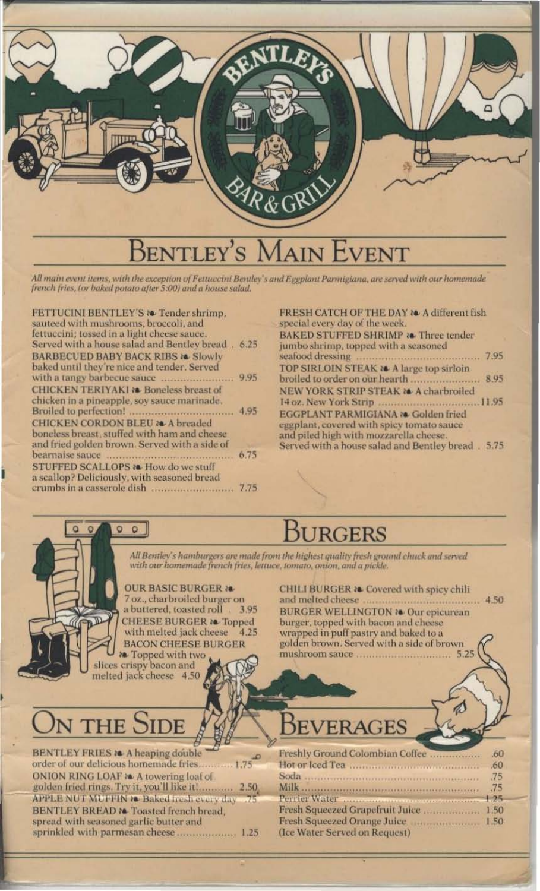BENTLEY'S BAR & GRILL

# Bentley's Main Event

*All main event items, with the exception of Fettuccini Bentley's and Eggplant Parmigiana, are served with our homemade french fries, (or baked potato after 5:00) and a house salad.*

FETTUCINI BENTLEY'S ❧ Tender shrimp, sauteed with mushrooms, broccoli, and fettuccini; tossed in a light cheese sauce. Served with a house salad and Bentley bread . 6.25

BARBECUED BABY BACK RIBS ❧ Slowly baked until they're nice and tender. Served with a tangy barbecue sauce ........ 9.95

CHICKEN TERIYAKI ❧ Boneless breast of chicken in a pineapple, soy sauce marinade. Broiled to perfection! ........ 4.95

CHICKEN CORDON BLEU ❧ A breaded boneless breast, stuffed with ham and cheese and fried golden brown. Served with a side of bearnaise sauce ........ 6.75

STUFFED SCALLOPS ❧ How do we stuff a scallop? Deliciously, with seasoned bread crumbs in a casserole dish ........ 7.75

FRESH CATCH OF THE DAY ❧ A different fish special every day of the week.

BAKED STUFFED SHRIMP ❧ Three tender jumbo shrimp, topped with a seasoned seafood dressing ........ 7.95

TOP SIRLOIN STEAK ❧ A large top sirloin broiled to order on our hearth ........ 8.95

NEW YORK STRIP STEAK ❧ A charbroiled 14 oz. New York Strip ........ 11.95

EGGPLANT PARMIGIANA ❧ Golden fried eggplant, covered with spicy tomato sauce and piled high with mozzarella cheese. Served with a house salad and Bentley bread . 5.75

# Burgers

*All Bentley's hamburgers are made from the highest quality fresh ground chuck and served with our homemade french fries, lettuce, tomato, onion, and a pickle.*

OUR BASIC BURGER ❧ 7 oz., charbroiled burger on a buttered, toasted roll . 3.95

CHEESE BURGER ❧ Topped with melted jack cheese 4.25

BACON CHEESE BURGER ❧ Topped with two slices crispy bacon and melted jack cheese 4.50

CHILI BURGER ❧ Covered with spicy chili and melted cheese ........ 4.50

BURGER WELLINGTON ❧ Our epicurean burger, topped with bacon and cheese wrapped in puff pastry and baked to a golden brown. Served with a side of brown mushroom sauce ........ 5.25

# On the Side

BENTLEY FRIES ❧ A heaping double order of our delicious homemade fries........ 1.75

ONION RING LOAF ❧ A towering loaf of golden fried rings. Try it, you'll like it!........ 2.50

~~APPLE NUT MUFFIN ❧ Baked fresh every day .75~~

BENTLEY BREAD ❧ Toasted french bread, spread with seasoned garlic butter and sprinkled with parmesan cheese........ 1.25

# Beverages

Freshly Ground Colombian Coffee ........ .60

Hot or Iced Tea ........ .60

Soda ........ .75

Milk ........ .75

~~Perrier Water ........ 1.25~~

Fresh Squeezed Grapefruit Juice ........ 1.50

Fresh Squeezed Orange Juice ........ 1.50

(Ice Water Served on Request)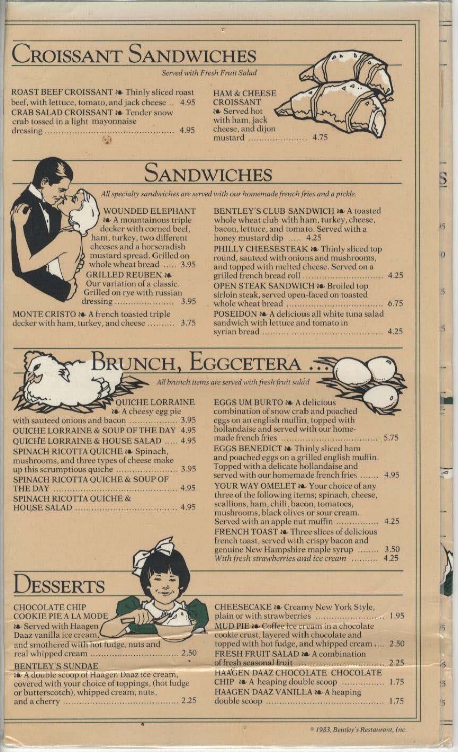# Croissant Sandwiches

*Served with Fresh Fruit Salad*

ROAST BEEF CROISSANT ❧ Thinly sliced roast beef, with lettuce, tomato, and jack cheese .. 4.95

CRAB SALAD CROISSANT ❧ Tender snow crab tossed in a light mayonnaise dressing .......... 4.95

HAM & CHEESE CROISSANT ❧ Served hot with ham, jack cheese, and dijon mustard .......... 4.75

# Sandwiches

*All specialty sandwiches are served with our homemade french fries and a pickle.*

WOUNDED ELEPHANT ❧ A mountainous triple decker with corned beef, ham, turkey, two different cheeses and a horseradish mustard spread. Grilled on whole wheat bread ..... 3.95

GRILLED REUBEN ❧ Our variation of a classic. Grilled on rye with russian dressing .......... 3.95

MONTE CRISTO ❧ A french toasted triple decker with ham, turkey, and cheese .......... 3.75

BENTLEY'S CLUB SANDWICH ❧ A toasted whole wheat club with ham, turkey, cheese, bacon, lettuce, and tomato. Served with a honey mustard dip ..... 4.25

PHILLY CHEESESTEAK ❧ Thinly sliced top round, sauteed with onions and mushrooms, and topped with melted cheese. Served on a grilled french bread roll .......... 4.25

OPEN STEAK SANDWICH ❧ Broiled top sirloin steak, served open-faced on toasted whole wheat bread .......... 6.75

POSEIDON ❧ A delicious all white tuna salad sandwich with lettuce and tomato in syrian bread .......... 4.25

# Brunch, Eggcetera ...

*All brunch items are served with fresh fruit salad*

QUICHE LORRAINE ❧ A cheesy egg pie with sauteed onions and bacon .......... 3.95

QUICHE LORRAINE & SOUP OF THE DAY 4.95

QUICHE LORRAINE & HOUSE SALAD ..... 4.95

SPINACH RICOTTA QUICHE ❧ Spinach, mushrooms, and three types of cheese make up this scrumptious quiche .......... 3.95

SPINACH RICOTTA QUICHE & SOUP OF THE DAY .......... 4.95

SPINACH RICOTTA QUICHE & HOUSE SALAD .......... 4.95

EGGS UM BURTO ❧ A delicious combination of snow crab and poached eggs on an english muffin, topped with hollandaise and served with our homemade french fries .......... 5.75

EGGS BENEDICT ❧ Thinly sliced ham and poached eggs on a grilled english muffin. Topped with a delicate hollandaise and served with our homemade french fries .......... 4.95

YOUR WAY OMELET ❧ Your choice of any three of the following items; spinach, cheese, scallions, ham, chili, bacon, tomatoes, mushrooms, black olives or sour cream. Served with an apple nut muffin .......... 4.25

FRENCH TOAST ❧ Three slices of delicious french toast, served with crispy bacon and genuine New Hampshire maple syrup .......... 3.50
*With fresh strawberries and ice cream* .......... 4.25

# Desserts

CHOCOLATE CHIP COOKIE PIE A LA MODE ❧ Served with Haagen Daaz vanilla ice cream, and smothered with hot fudge, nuts and real whipped cream .......... 2.50

BENTLEY'S SUNDAE ❧ A double scoop of Haagen Daaz ice cream, covered with your choice of toppings, (hot fudge or butterscotch), whipped cream, nuts, and a cherry .......... 2.25

CHEESECAKE ❧ Creamy New York Style, plain or with strawberries .......... 1.95

MUD PIE ❧ Coffee ice cream in a chocolate cookie crust, layered with chocolate and topped with hot fudge, and whipped cream .... 2.50

FRESH FRUIT SALAD ❧ A combination of fresh seasonal fruit .......... 2.25

HAAGEN DAAZ CHOCOLATE CHOCOLATE CHIP ❧ A heaping double scoop .......... 1.75

HAAGEN DAAZ VANILLA ❧ A heaping double scoop .......... 1.75

© 1983, Bentley's Restaurant, Inc.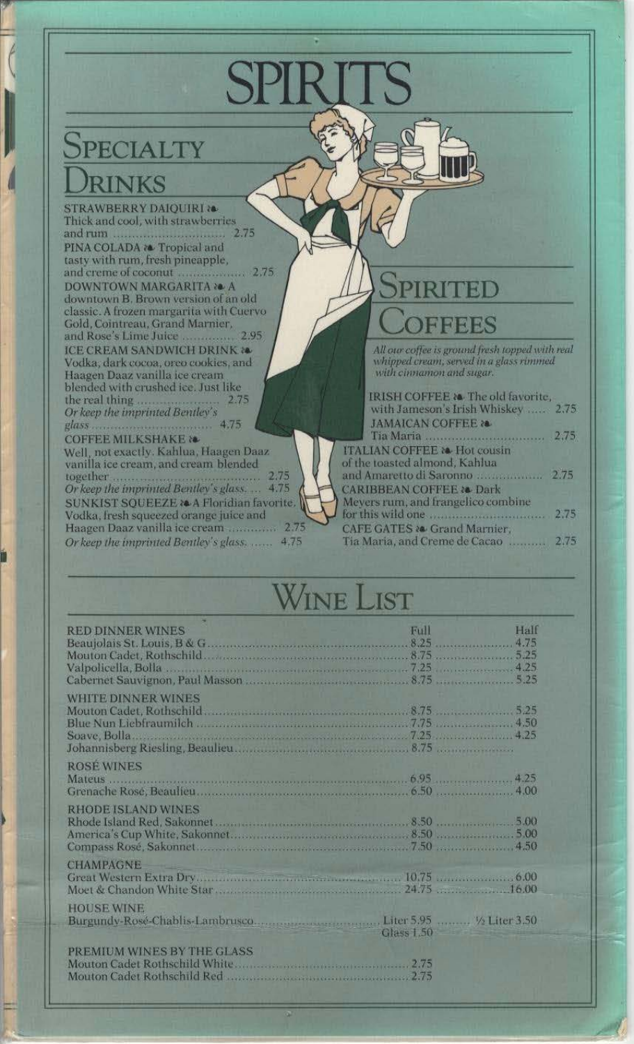# SPIRITS

## Specialty Drinks

**STRAWBERRY DAIQUIRI** ❧ Thick and cool, with strawberries and rum ........ 2.75

**PINA COLADA** ❧ Tropical and tasty with rum, fresh pineapple, and creme of coconut ........ 2.75

**DOWNTOWN MARGARITA** ❧ A downtown B. Brown version of an old classic. A frozen margarita with Cuervo Gold, Cointreau, Grand Marnier, and Rose's Lime Juice ........ 2.95

**ICE CREAM SANDWICH DRINK** ❧ Vodka, dark cocoa, oreo cookies, and Haagen Daaz vanilla ice cream blended with crushed ice. Just like the real thing ........ 2.75
*Or keep the imprinted Bentley's glass* ........ 4.75

**COFFEE MILKSHAKE** ❧ Well, not exactly. Kahlua, Haagen Daaz vanilla ice cream, and cream blended together ........ 2.75
*Or keep the imprinted Bentley's glass.* ... 4.75

**SUNKIST SQUEEZE** ❧ A Floridian favorite. Vodka, fresh squeezed orange juice and Haagen Daaz vanilla ice cream ........ 2.75
*Or keep the imprinted Bentley's glass.* ...... 4.75

## Spirited Coffees

*All our coffee is ground fresh topped with real whipped cream, served in a glass rimmed with cinnamon and sugar.*

**IRISH COFFEE** ❧ The old favorite, with Jameson's Irish Whiskey ..... 2.75

**JAMAICAN COFFEE** ❧ Tia Maria ........ 2.75

**ITALIAN COFFEE** ❧ Hot cousin of the toasted almond, Kahlua and Amaretto di Saronno ........ 2.75

**CARIBBEAN COFFEE** ❧ Dark Meyers rum, and frangelico combine for this wild one ........ 2.75

**CAFE GATES** ❧ Grand Marnier, Tia Maria, and Creme de Cacao ........ 2.75

# Wine List

| RED DINNER WINES | Full | Half |
|---|---|---|
| Beaujolais St. Louis, B & G | 8.25 | 4.75 |
| Mouton Cadet, Rothschild | 8.75 | 5.25 |
| Valpolicella, Bolla | 7.25 | 4.25 |
| Cabernet Sauvignon, Paul Masson | 8.75 | 5.25 |
| **WHITE DINNER WINES** | | |
| Mouton Cadet, Rothschild | 8.75 | 5.25 |
| Blue Nun Liebfraumilch | 7.75 | 4.50 |
| Soave, Bolla | 7.25 | 4.25 |
| Johannisberg Riesling, Beaulieu | 8.75 | |
| **ROSÉ WINES** | | |
| Mateus | 6.95 | 4.25 |
| Grenache Rosé, Beaulieu | 6.50 | 4.00 |
| **RHODE ISLAND WINES** | | |
| Rhode Island Red, Sakonnet | 8.50 | 5.00 |
| America's Cup White, Sakonnet | 8.50 | 5.00 |
| Compass Rosé, Sakonnet | 7.50 | 4.50 |
| **CHAMPAGNE** | | |
| Great Western Extra Dry | 10.75 | 6.00 |
| Moet & Chandon White Star | 24.75 | 16.00 |
| **HOUSE WINE** | | |
| Burgundy-Rosé-Chablis-Lambrusco | Liter 5.95 / Glass 1.50 | ½ Liter 3.50 |
| **PREMIUM WINES BY THE GLASS** | | |
| Mouton Cadet Rothschild White | 2.75 | |
| Mouton Cadet Rothschild Red | 2.75 | |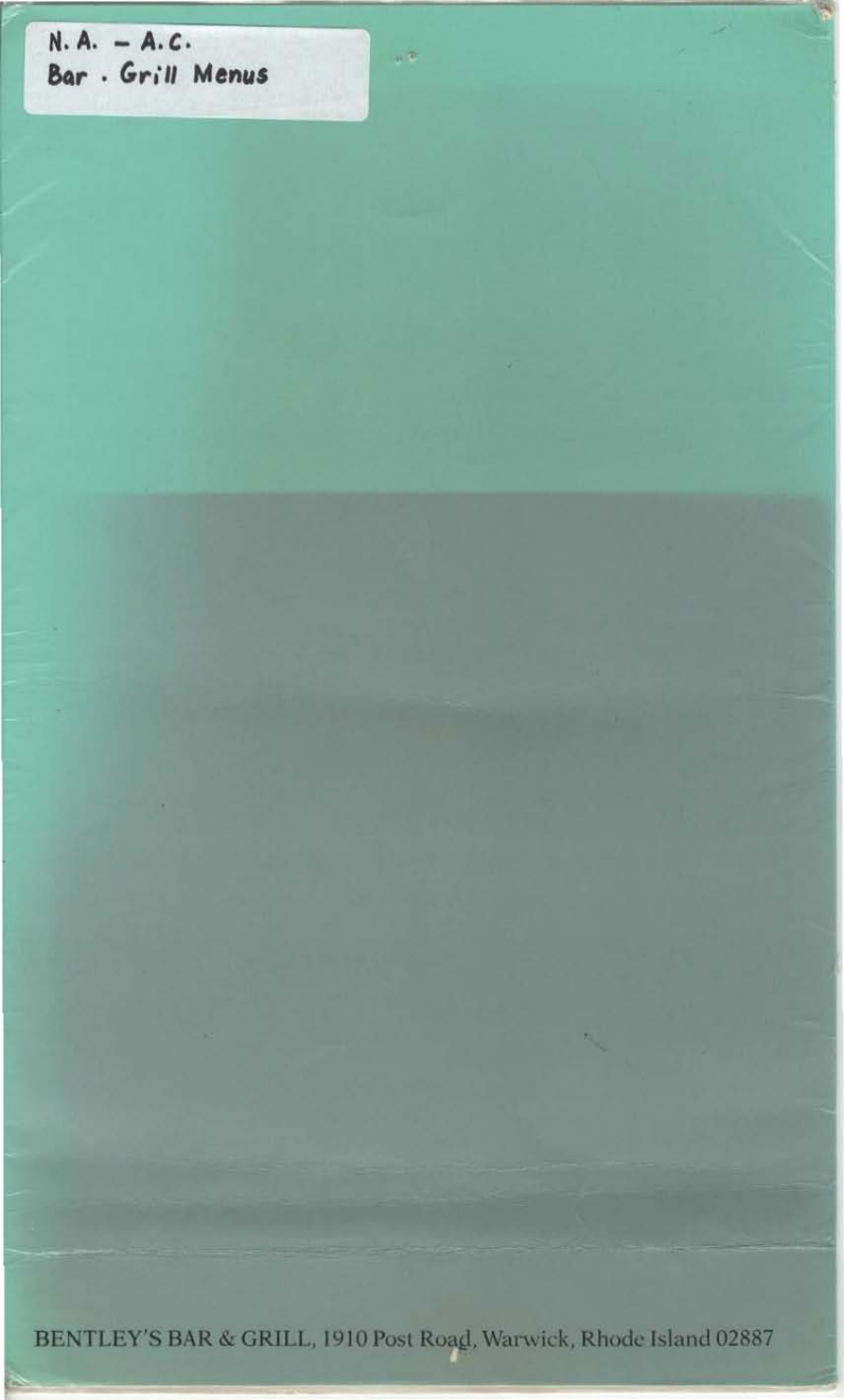N. A. – A. C.
Bar . Grill Menus

BENTLEY'S BAR & GRILL, 1910 Post Road, Warwick, Rhode Island 02887